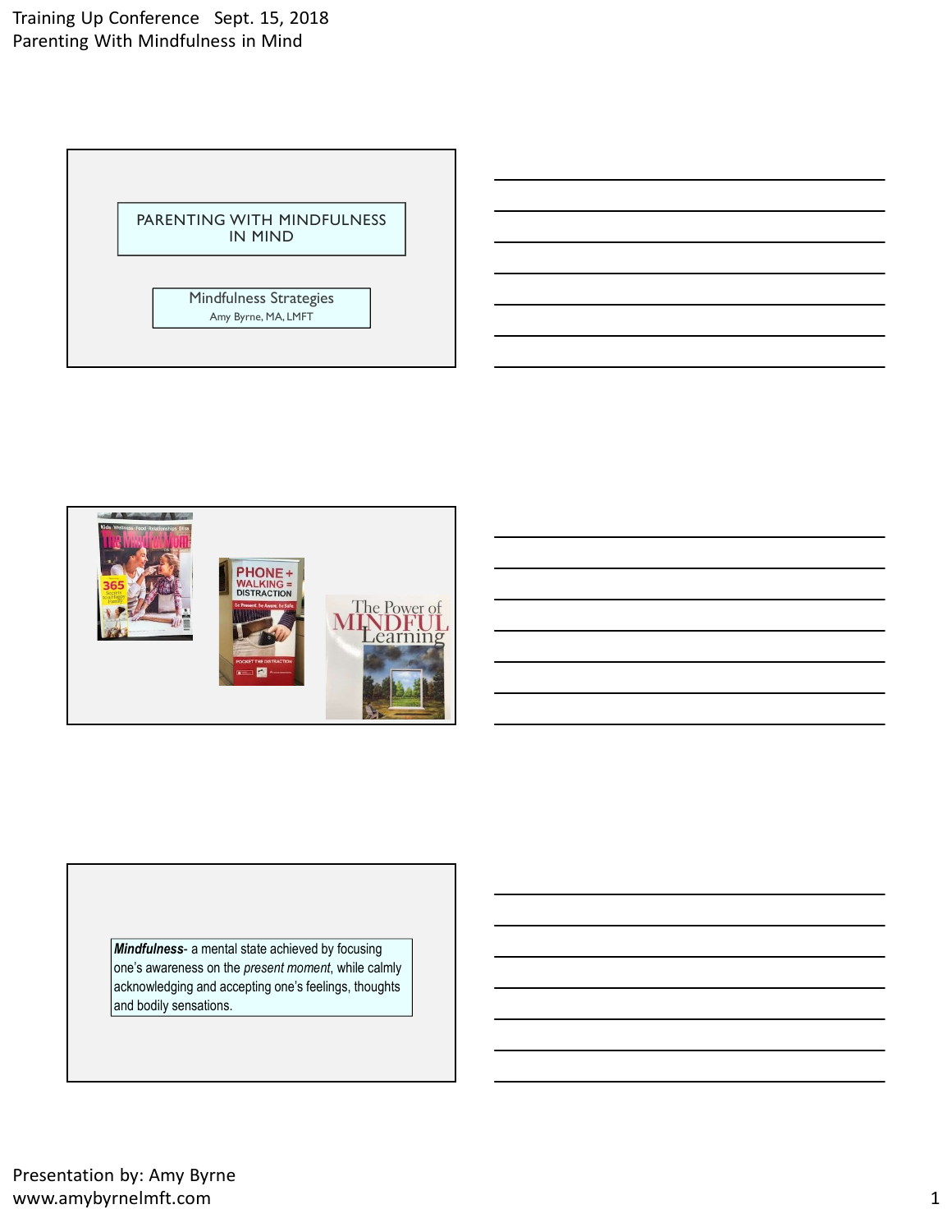# PARENTING WITH MINDFULNESS IN MIND

## Mindfulness Strategies

Amy Byrne, MA, LMFT

---

The Mindful Mom

365 Secrets to a Happy Family

PHONE + WALKING = DISTRACTION

Be Present. Be Aware. Be Safe.

POCKET THE DISTRACTION

The Power of MINDFUL Learning

---

***Mindfulness***- a mental state achieved by focusing one's awareness on the *present moment*, while calmly acknowledging and accepting one's feelings, thoughts and bodily sensations.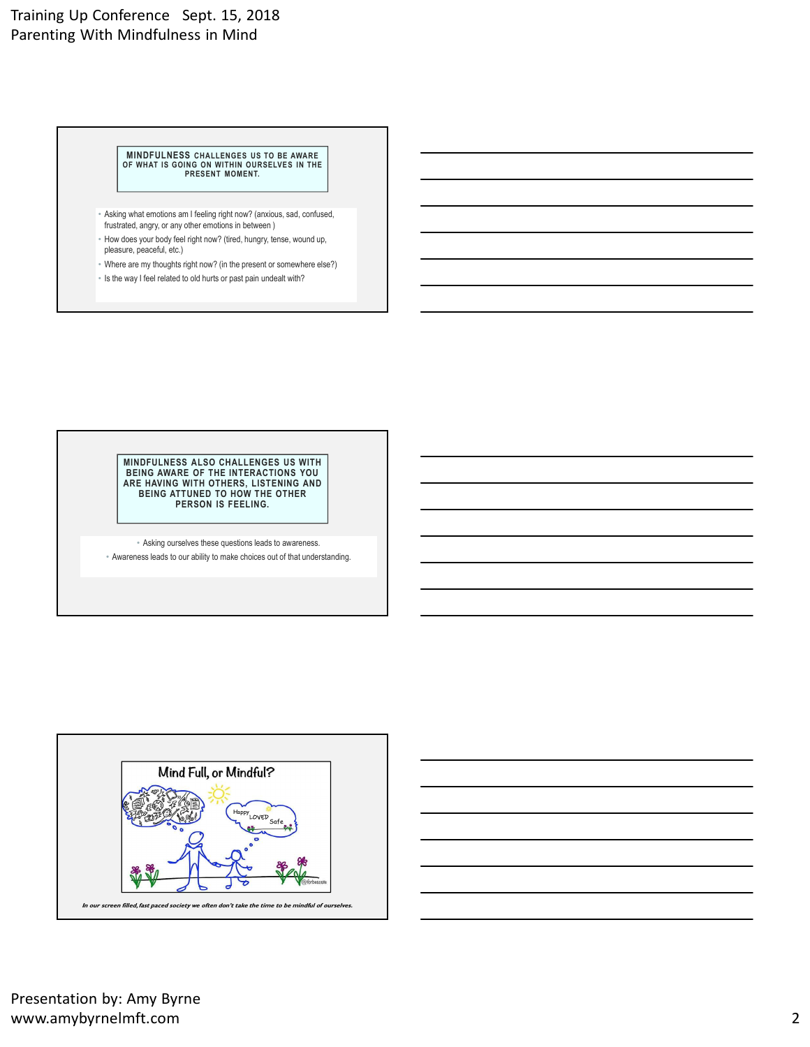## MINDFULNESS CHALLENGES US TO BE AWARE OF WHAT IS GOING ON WITHIN OURSELVES IN THE PRESENT MOMENT.

- Asking what emotions am I feeling right now? (anxious, sad, confused, frustrated, angry, or any other emotions in between )
- How does your body feel right now? (tired, hungry, tense, wound up, pleasure, peaceful, etc.)
- Where are my thoughts right now? (in the present or somewhere else?)
- Is the way I feel related to old hurts or past pain undealt with?

## MINDFULNESS ALSO CHALLENGES US WITH BEING AWARE OF THE INTERACTIONS YOU ARE HAVING WITH OTHERS, LISTENING AND BEING ATTUNED TO HOW THE OTHER PERSON IS FEELING.

- Asking ourselves these questions leads to awareness.
- Awareness leads to our ability to make choices out of that understanding.

## Mind Full, or Mindful?

*In our screen filled, fast paced society we often don't take the time to be mindful of ourselves.*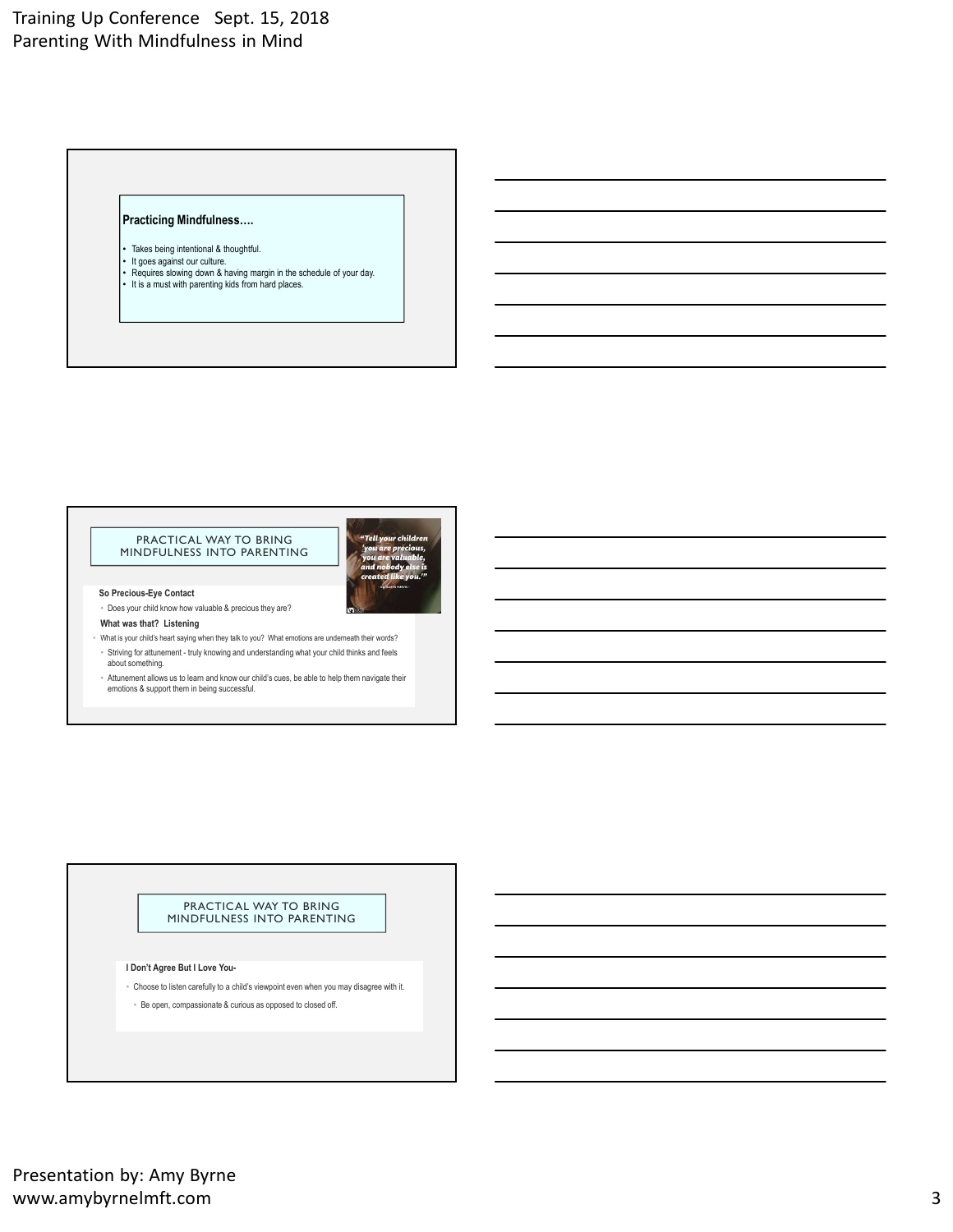### Practicing Mindfulness….

- Takes being intentional & thoughtful.
- It goes against our culture.
- Requires slowing down & having margin in the schedule of your day.
- It is a must with parenting kids from hard places.

## PRACTICAL WAY TO BRING MINDFULNESS INTO PARENTING

*"Tell your children 'you are precious, you are valuable, and nobody else is created like you.'"*

**So Precious-Eye Contact**

- Does your child know how valuable & precious they are?

**What was that? Listening**

- What is your child's heart saying when they talk to you? What emotions are underneath their words?
  - Striving for attunement - truly knowing and understanding what your child thinks and feels about something.
  - Attunement allows us to learn and know our child's cues, be able to help them navigate their emotions & support them in being successful.

## PRACTICAL WAY TO BRING MINDFULNESS INTO PARENTING

**I Don't Agree But I Love You-**

- Choose to listen carefully to a child's viewpoint even when you may disagree with it.
  - Be open, compassionate & curious as opposed to closed off.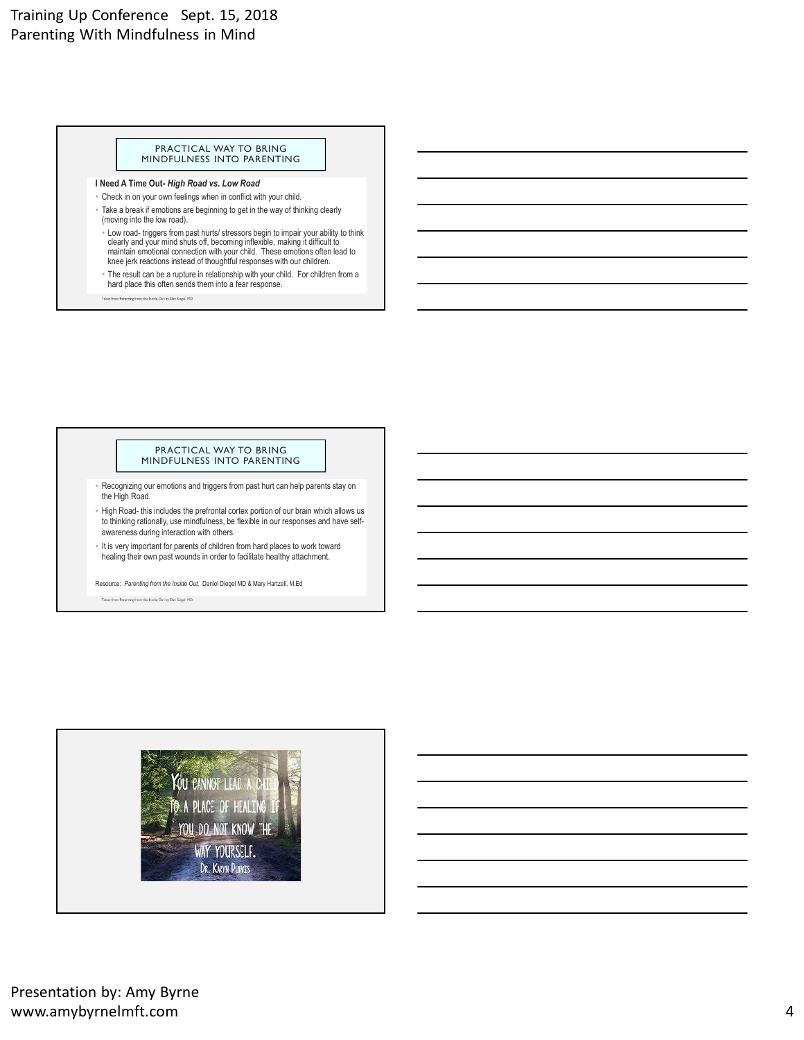## PRACTICAL WAY TO BRING MINDFULNESS INTO PARENTING

**I Need A Time Out-** ***High Road vs. Low Road***

- Check in on your own feelings when in conflict with your child.
- Take a break if emotions are beginning to get in the way of thinking clearly (moving into the low road).
  - Low road- triggers from past hurts/ stressors begin to impair your ability to think clearly and your mind shuts off, becoming inflexible, making it difficult to maintain emotional connection with your child. These emotions often lead to knee jerk reactions instead of thoughtful responses with our children.
  - The result can be a rupture in relationship with your child. For children from a hard place this often sends them into a fear response.

Taken from Parenting from the Inside Out by Dan Siegel, MD

## PRACTICAL WAY TO BRING MINDFULNESS INTO PARENTING

- Recognizing our emotions and triggers from past hurt can help parents stay on the High Road.
- High Road- this includes the prefrontal cortex portion of our brain which allows us to thinking rationally, use mindfulness, be flexible in our responses and have self-awareness during interaction with others.
- It is very important for parents of children from hard places to work toward healing their own past wounds in order to facilitate healthy attachment.

Resource: *Parenting from the Inside Out*, Daniel Diegel MD & Mary Hartzell, M.Ed

Taken from Parenting from the Inside Out by Dan Siegel, MD

You cannot lead a child to a place of healing if you do not know the way yourself.
Dr. Karyn Purvis